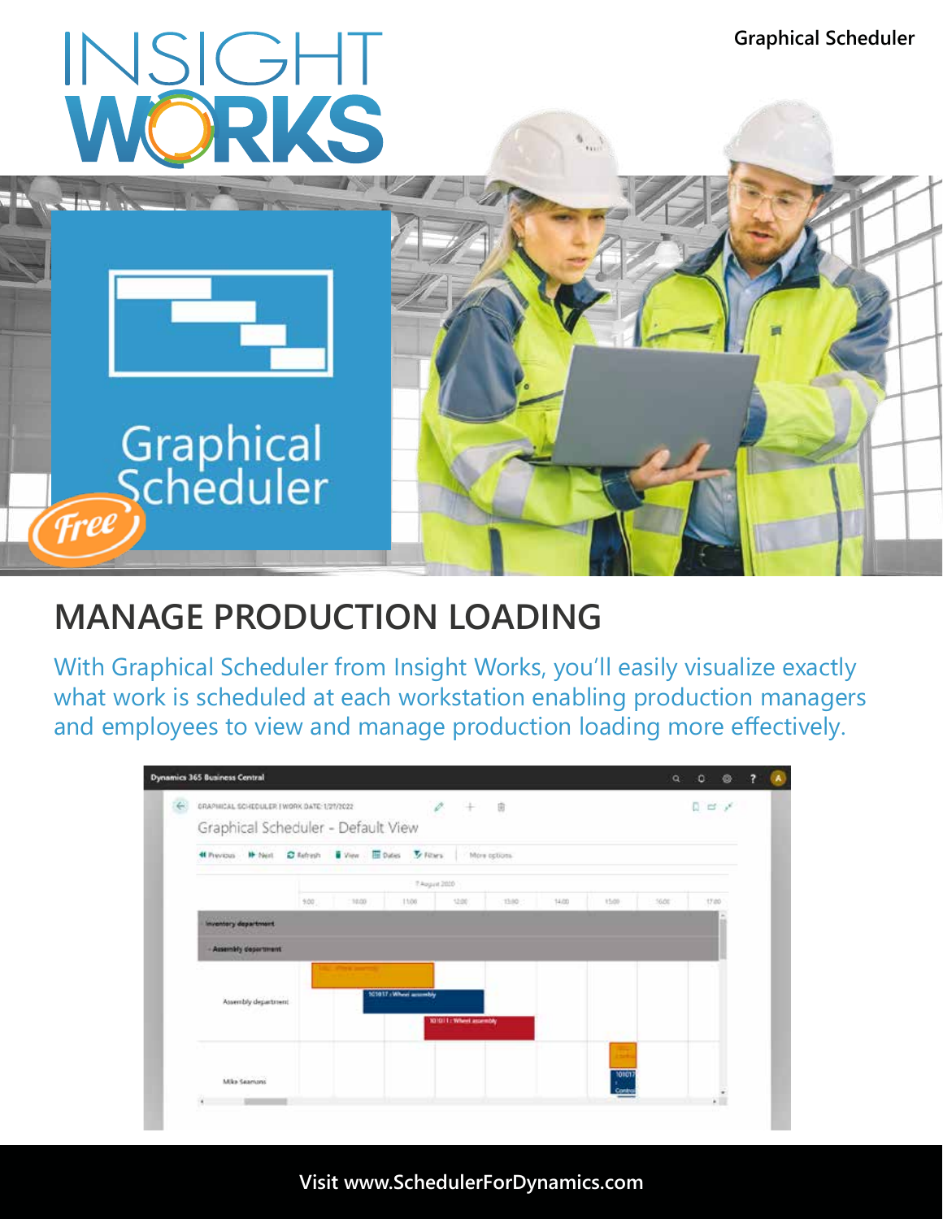# MANAGE PRODUCTION LOADING

With Graphical Scheduler from Insight Works, you'll easily visualize exactly what work is scheduled at each workstation enabling production managers and employees to view and manage production loading more effectively.

Visit www.SchedulerForDynamics.com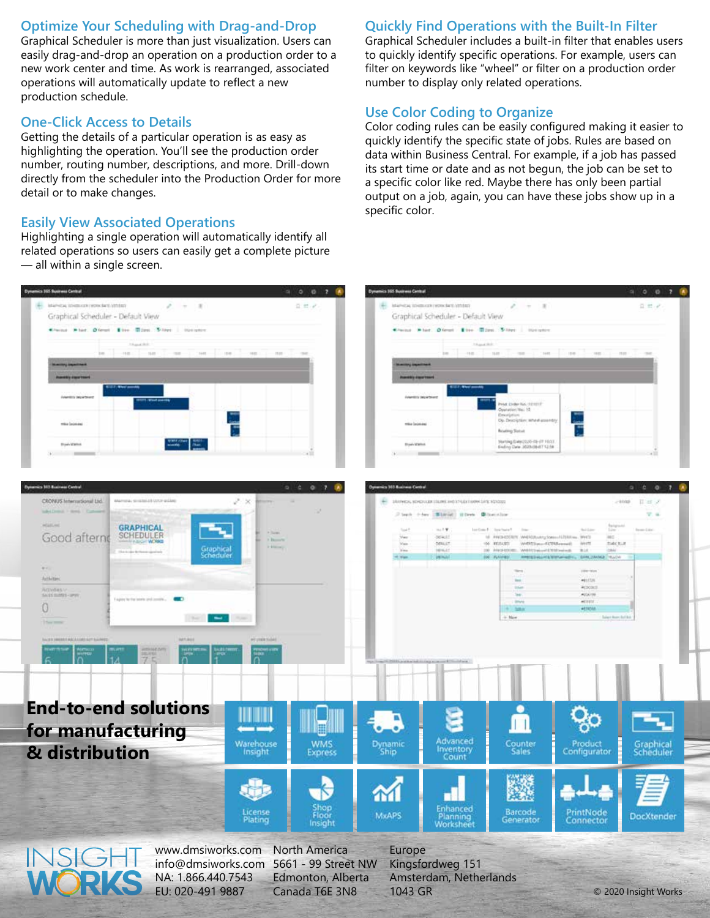## Optimize Your Scheduling with Drag-and-Drop

Graphical Scheduler is more than just visualization. Users can easily drag-and-drop an operation on a production order to a new work center and time. As work is rearranged, associated operations will automatically update to reflect a new production schedule.

## One-Click Access to Details

Getting the details of a particular operation is as easy as highlighting the operation. You'll see the production order number, routing number, descriptions, and more. Drill-down directly from the scheduler into the Production Order for more detail or to make changes.

## Easily View Associated Operations

Highlighting a single operation will automatically identify all related operations so users can easily get a complete picture — all within a single screen.

## Quickly Find Operations with the Built-In Filter

Graphical Scheduler includes a built-in filter that enables users to quickly identify specific operations. For example, users can filter on keywords like "wheel" or filter on a production order number to display only related operations.

## Use Color Coding to Organize

Color coding rules can be easily configured making it easier to quickly identify the specific state of jobs. Rules are based on data within Business Central. For example, if a job has passed its start time or date and as not begun, the job can be set to a specific color like red. Maybe there has only been partial output on a job, again, you can have these jobs show up in a specific color.

**End-to-end solutions for manufacturing & distribution**

Warehouse Insight · WMS Express · Dynamic Ship · Advanced Inventory Count · Counter Sales · Product Configurator · Graphical Scheduler · License Plating · Shop Floor Insight · MxAPS · Enhanced Planning Worksheet · Barcode Generator · PrintNode Connector · DocXtender

INSIGHT WORKS

www.dmsiworks.com
info@dmsiworks.com
NA: 1.866.440.7543
EU: 020-491 9887

North America
5661 - 99 Street NW
Edmonton, Alberta
Canada T6E 3N8

Europe
Kingsfordweg 151
Amsterdam, Netherlands
1043 GR

© 2020 Insight Works